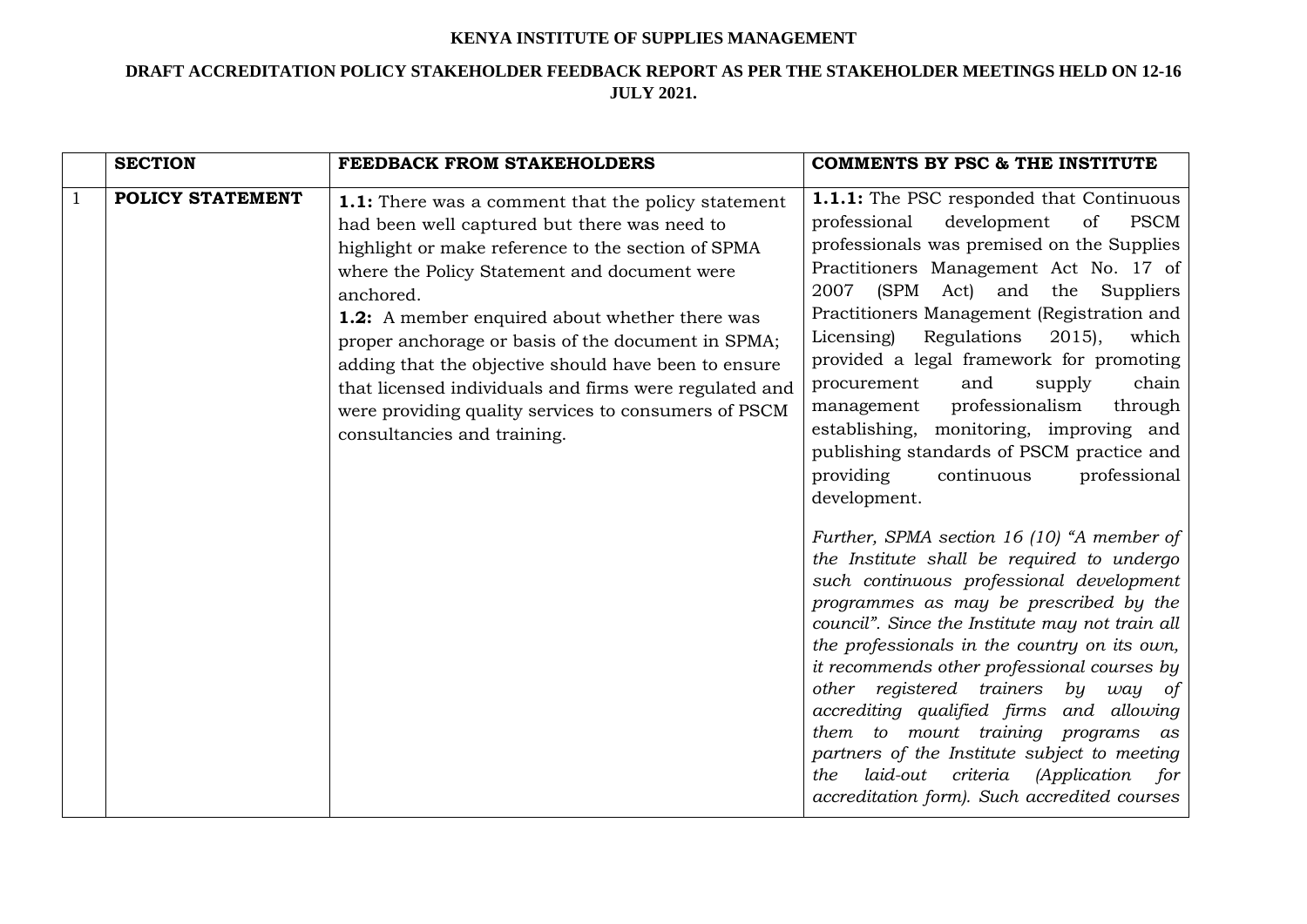**KENYA INSTITUTE OF SUPPLIES MANAGEMENT**

**DRAFT ACCREDITATION POLICY STAKEHOLDER FEEDBACK REPORT AS PER THE STAKEHOLDER MEETINGS HELD ON 12-16 JULY 2021.**

| | **SECTION** | **FEEDBACK FROM STAKEHOLDERS** | **COMMENTS BY PSC & THE INSTITUTE** |
|---|---|---|---|
| 1 | **POLICY STATEMENT** | **1.1:** There was a comment that the policy statement had been well captured but there was need to highlight or make reference to the section of SPMA where the Policy Statement and document were anchored.<br>**1.2:** A member enquired about whether there was proper anchorage or basis of the document in SPMA; adding that the objective should have been to ensure that licensed individuals and firms were regulated and were providing quality services to consumers of PSCM consultancies and training. | **1.1.1:** The PSC responded that Continuous professional development of PSCM professionals was premised on the Supplies Practitioners Management Act No. 17 of 2007 (SPM Act) and the Suppliers Practitioners Management (Registration and Licensing) Regulations 2015), which provided a legal framework for promoting procurement and supply chain management professionalism through establishing, monitoring, improving and publishing standards of PSCM practice and providing continuous professional development.<br><br>*Further, SPMA section 16 (10) "A member of the Institute shall be required to undergo such continuous professional development programmes as may be prescribed by the council". Since the Institute may not train all the professionals in the country on its own, it recommends other professional courses by other registered trainers by way of accrediting qualified firms and allowing them to mount training programs as partners of the Institute subject to meeting the laid-out criteria (Application for accreditation form). Such accredited courses* |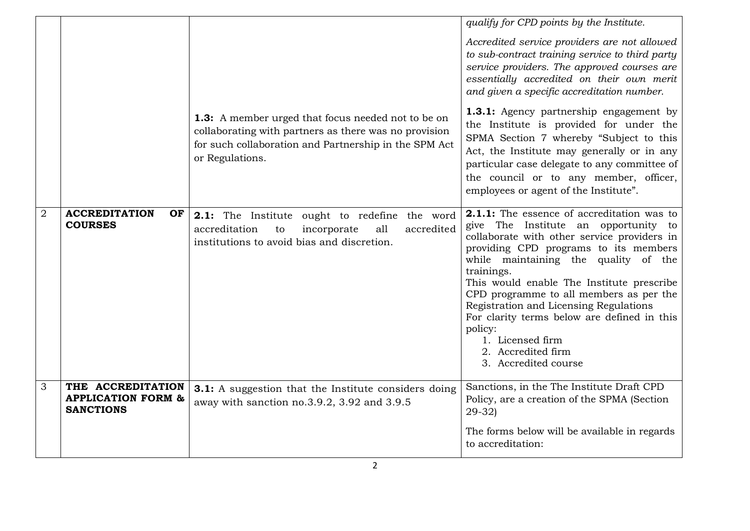| | | | |
|---|---|---|---|
| | | | *qualify for CPD points by the Institute.*<br><br>*Accredited service providers are not allowed to sub-contract training service to third party service providers. The approved courses are essentially accredited on their own merit and given a specific accreditation number.* |
| | | **1.3:** A member urged that focus needed not to be on collaborating with partners as there was no provision for such collaboration and Partnership in the SPM Act or Regulations. | **1.3.1:** Agency partnership engagement by the Institute is provided for under the SPMA Section 7 whereby "Subject to this Act, the Institute may generally or in any particular case delegate to any committee of the council or to any member, officer, employees or agent of the Institute". |
| 2 | **ACCREDITATION OF COURSES** | **2.1:** The Institute ought to redefine the word accreditation to incorporate all accredited institutions to avoid bias and discretion. | **2.1.1:** The essence of accreditation was to give The Institute an opportunity to collaborate with other service providers in providing CPD programs to its members while maintaining the quality of the trainings.<br>This would enable The Institute prescribe CPD programme to all members as per the Registration and Licensing Regulations<br>For clarity terms below are defined in this policy:<br>1. Licensed firm<br>2. Accredited firm<br>3. Accredited course |
| 3 | **THE ACCREDITATION APPLICATION FORM & SANCTIONS** | **3.1:** A suggestion that the Institute considers doing away with sanction no.3.9.2, 3.92 and 3.9.5 | Sanctions, in the The Institute Draft CPD Policy, are a creation of the SPMA (Section 29-32)<br><br>The forms below will be available in regards to accreditation: |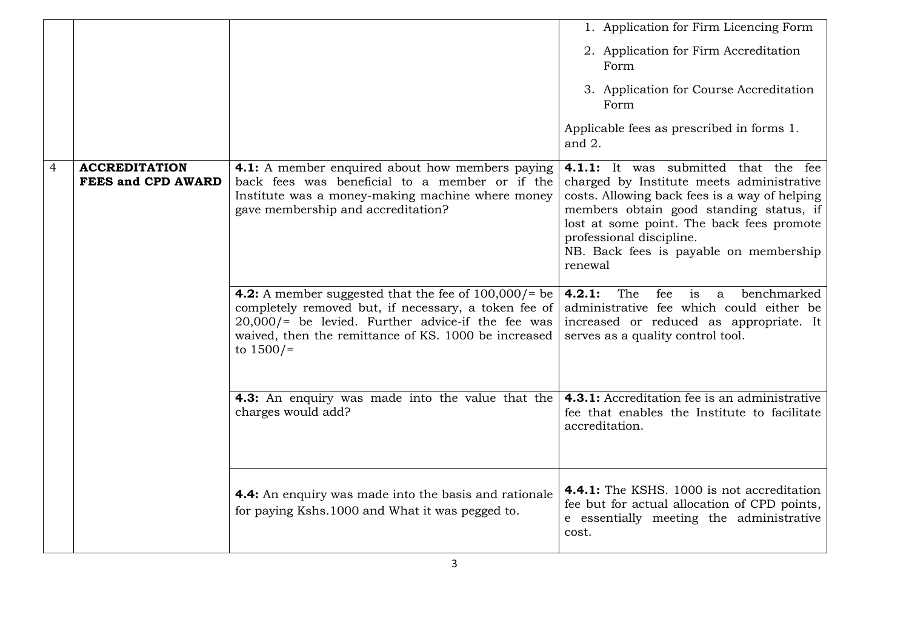| | | | |
|---|---|---|---|
| | | | 1. Application for Firm Licencing Form<br>2. Application for Firm Accreditation Form<br>3. Application for Course Accreditation Form<br><br>Applicable fees as prescribed in forms 1. and 2. |
| 4 | **ACCREDITATION FEES and CPD AWARD** | **4.1:** A member enquired about how members paying back fees was beneficial to a member or if the Institute was a money-making machine where money gave membership and accreditation? | **4.1.1:** It was submitted that the fee charged by Institute meets administrative costs. Allowing back fees is a way of helping members obtain good standing status, if lost at some point. The back fees promote professional discipline.<br>NB. Back fees is payable on membership renewal |
| | | **4.2:** A member suggested that the fee of 100,000/= be completely removed but, if necessary, a token fee of 20,000/= be levied. Further advice-if the fee was waived, then the remittance of KS. 1000 be increased to 1500/= | **4.2.1:** The fee is a benchmarked administrative fee which could either be increased or reduced as appropriate. It serves as a quality control tool. |
| | | **4.3:** An enquiry was made into the value that the charges would add? | **4.3.1:** Accreditation fee is an administrative fee that enables the Institute to facilitate accreditation. |
| | | **4.4:** An enquiry was made into the basis and rationale for paying Kshs.1000 and What it was pegged to. | **4.4.1:** The KSHS. 1000 is not accreditation fee but for actual allocation of CPD points, e essentially meeting the administrative cost. |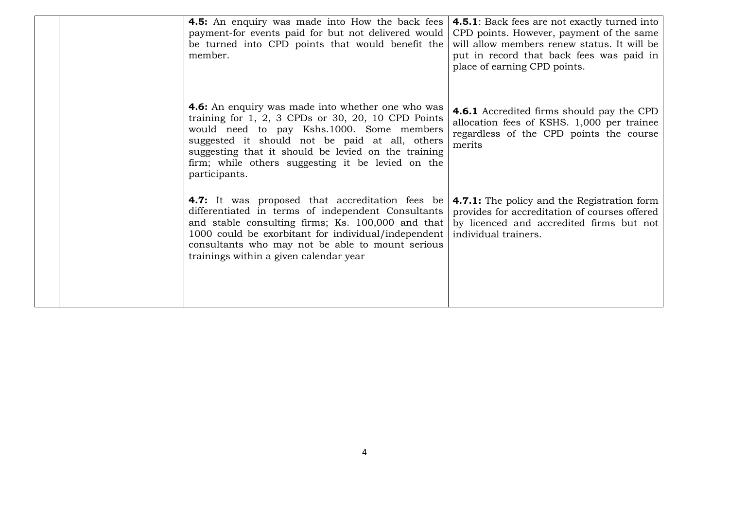| | | | |
|---|---|---|---|
| | | **4.5:** An enquiry was made into How the back fees payment-for events paid for but not delivered would be turned into CPD points that would benefit the member. | **4.5.1**: Back fees are not exactly turned into CPD points. However, payment of the same will allow members renew status. It will be put in record that back fees was paid in place of earning CPD points. |
| | | **4.6:** An enquiry was made into whether one who was training for 1, 2, 3 CPDs or 30, 20, 10 CPD Points would need to pay Kshs.1000. Some members suggested it should not be paid at all, others suggesting that it should be levied on the training firm; while others suggesting it be levied on the participants. | **4.6.1** Accredited firms should pay the CPD allocation fees of KSHS. 1,000 per trainee regardless of the CPD points the course merits |
| | | **4.7:** It was proposed that accreditation fees be differentiated in terms of independent Consultants and stable consulting firms; Ks. 100,000 and that 1000 could be exorbitant for individual/independent consultants who may not be able to mount serious trainings within a given calendar year | **4.7.1:** The policy and the Registration form provides for accreditation of courses offered by licenced and accredited firms but not individual trainers. |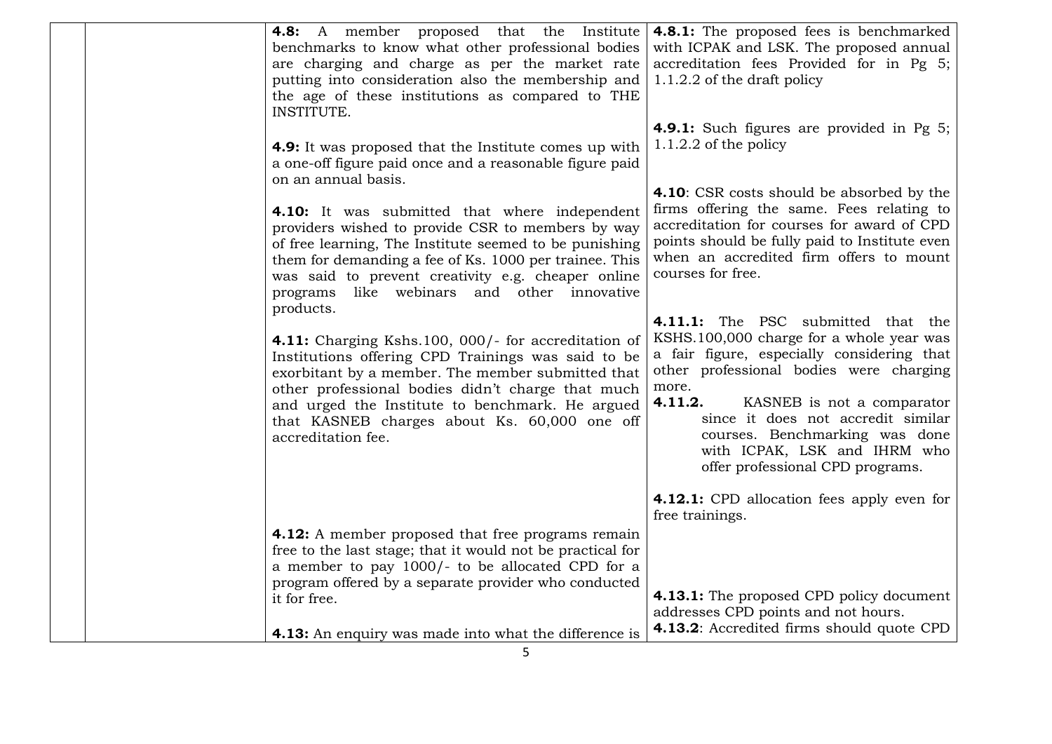| | | | |
|---|---|---|---|
| | | **4.8:** A member proposed that the Institute benchmarks to know what other professional bodies are charging and charge as per the market rate putting into consideration also the membership and the age of these institutions as compared to THE INSTITUTE. | **4.8.1:** The proposed fees is benchmarked with ICPAK and LSK. The proposed annual accreditation fees Provided for in Pg 5; 1.1.2.2 of the draft policy |
| | | **4.9:** It was proposed that the Institute comes up with a one-off figure paid once and a reasonable figure paid on an annual basis. | **4.9.1:** Such figures are provided in Pg 5; 1.1.2.2 of the policy |
| | | **4.10:** It was submitted that where independent providers wished to provide CSR to members by way of free learning, The Institute seemed to be punishing them for demanding a fee of Ks. 1000 per trainee. This was said to prevent creativity e.g. cheaper online programs like webinars and other innovative products. | **4.10**: CSR costs should be absorbed by the firms offering the same. Fees relating to accreditation for courses for award of CPD points should be fully paid to Institute even when an accredited firm offers to mount courses for free. |
| | | **4.11:** Charging Kshs.100, 000/- for accreditation of Institutions offering CPD Trainings was said to be exorbitant by a member. The member submitted that other professional bodies didn't charge that much and urged the Institute to benchmark. He argued that KASNEB charges about Ks. 60,000 one off accreditation fee. | **4.11.1:** The PSC submitted that the KSHS.100,000 charge for a whole year was a fair figure, especially considering that other professional bodies were charging more.<br>**4.11.2.** KASNEB is not a comparator since it does not accredit similar courses. Benchmarking was done with ICPAK, LSK and IHRM who offer professional CPD programs. |
| | | **4.12:** A member proposed that free programs remain free to the last stage; that it would not be practical for a member to pay 1000/- to be allocated CPD for a program offered by a separate provider who conducted it for free. | **4.12.1:** CPD allocation fees apply even for free trainings. |
| | | **4.13:** An enquiry was made into what the difference is | **4.13.1:** The proposed CPD policy document addresses CPD points and not hours.<br>**4.13.2**: Accredited firms should quote CPD |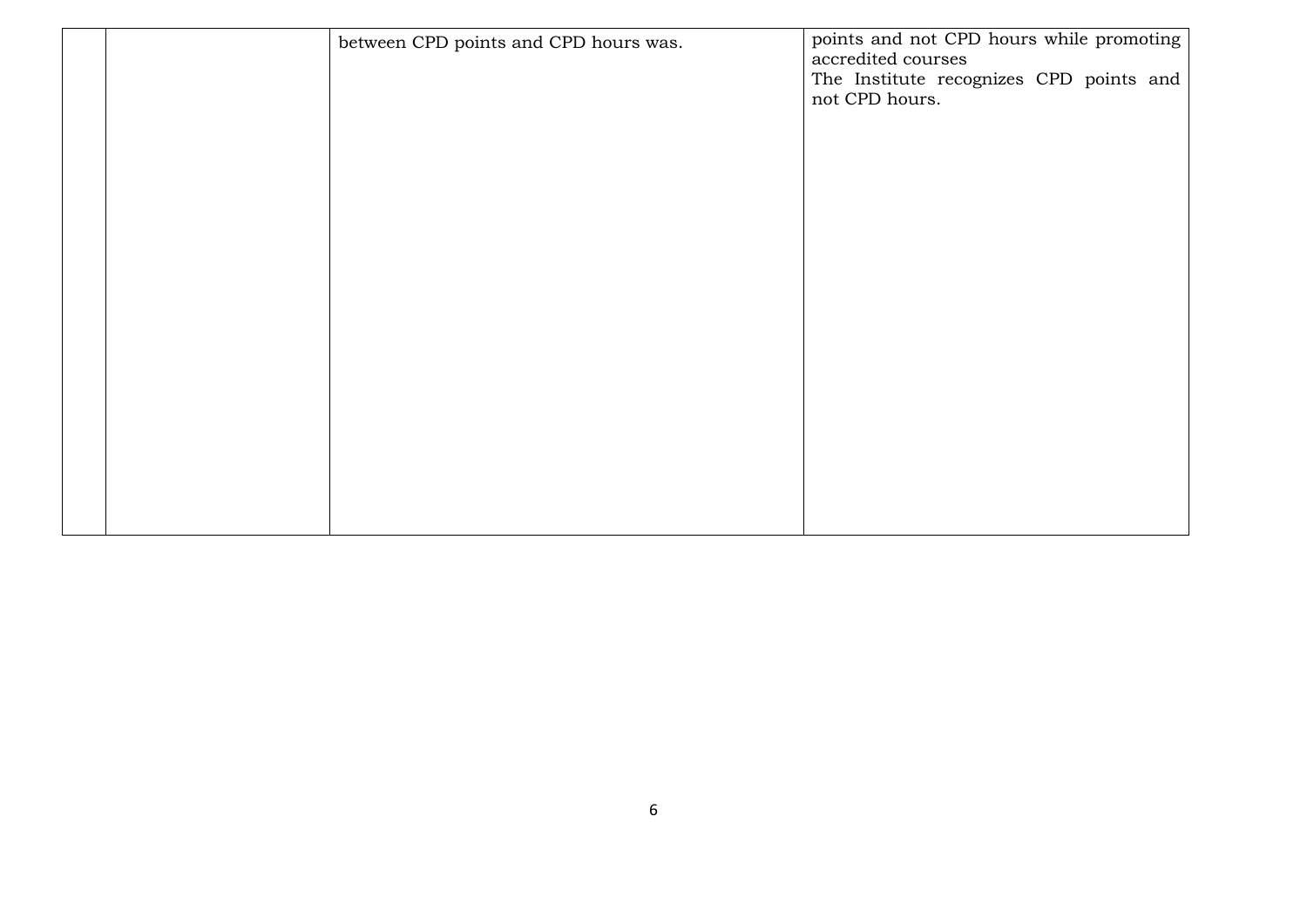|  |  | between CPD points and CPD hours was. | points and not CPD hours while promoting accredited courses<br>The Institute recognizes CPD points and not CPD hours. |
|---|---|---|---|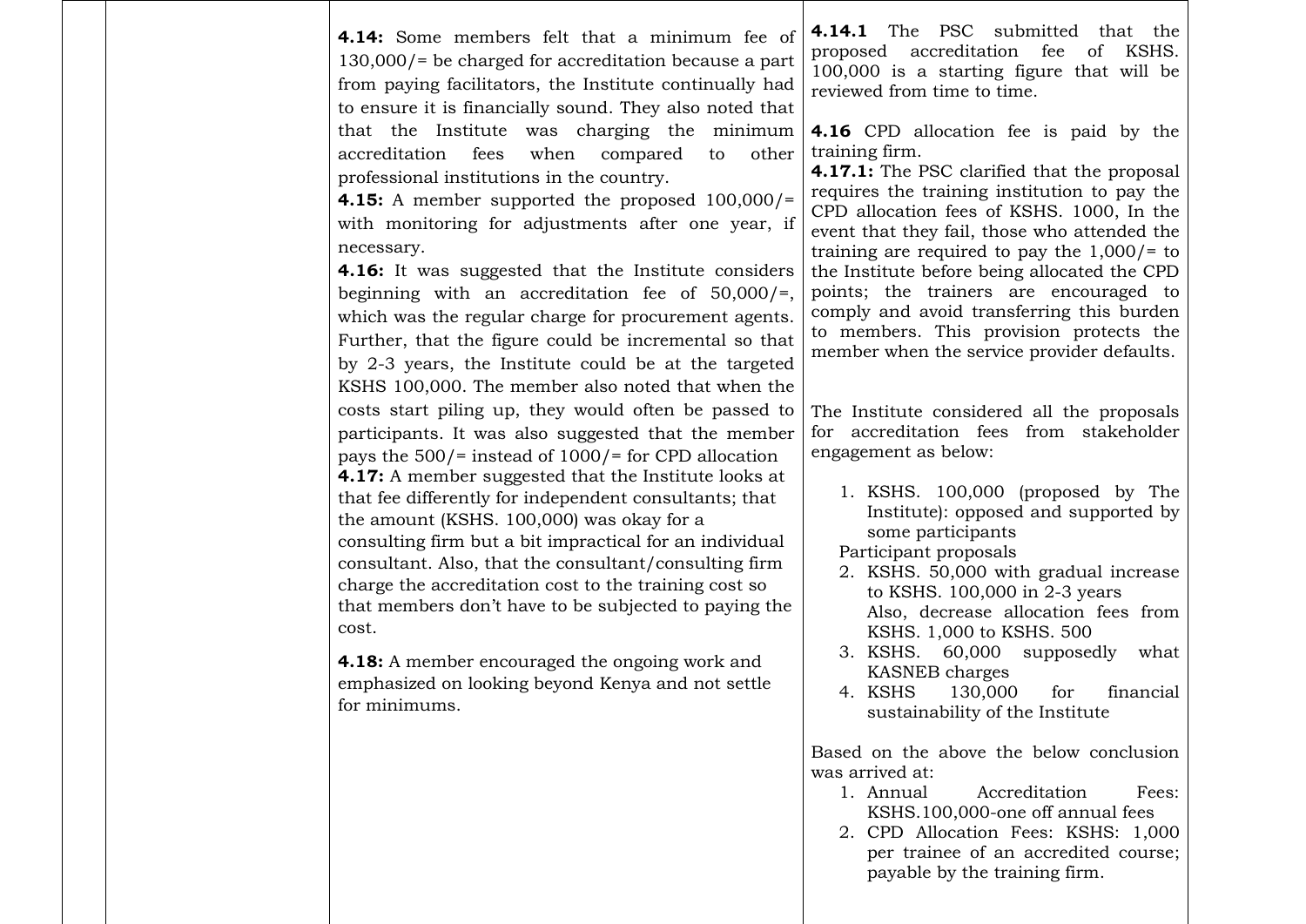| | | | |
|---|---|---|---|
| | | **4.14:** Some members felt that a minimum fee of 130,000/= be charged for accreditation because a part from paying facilitators, the Institute continually had to ensure it is financially sound. They also noted that that the Institute was charging the minimum accreditation fees when compared to other professional institutions in the country.<br>**4.15:** A member supported the proposed 100,000/= with monitoring for adjustments after one year, if necessary.<br>**4.16:** It was suggested that the Institute considers beginning with an accreditation fee of 50,000/=, which was the regular charge for procurement agents. Further, that the figure could be incremental so that by 2-3 years, the Institute could be at the targeted KSHS 100,000. The member also noted that when the costs start piling up, they would often be passed to participants. It was also suggested that the member pays the 500/= instead of 1000/= for CPD allocation<br>**4.17:** A member suggested that the Institute looks at that fee differently for independent consultants; that the amount (KSHS. 100,000) was okay for a consulting firm but a bit impractical for an individual consultant. Also, that the consultant/consulting firm charge the accreditation cost to the training cost so that members don't have to be subjected to paying the cost.<br><br>**4.18:** A member encouraged the ongoing work and emphasized on looking beyond Kenya and not settle for minimums. | **4.14.1** The PSC submitted that the proposed accreditation fee of KSHS. 100,000 is a starting figure that will be reviewed from time to time.<br><br>**4.16** CPD allocation fee is paid by the training firm.<br>**4.17.1:** The PSC clarified that the proposal requires the training institution to pay the CPD allocation fees of KSHS. 1000, In the event that they fail, those who attended the training are required to pay the 1,000/= to the Institute before being allocated the CPD points; the trainers are encouraged to comply and avoid transferring this burden to members. This provision protects the member when the service provider defaults.<br><br>The Institute considered all the proposals for accreditation fees from stakeholder engagement as below:<br><br>1. KSHS. 100,000 (proposed by The Institute): opposed and supported by some participants<br><br>Participant proposals<br><br>2. KSHS. 50,000 with gradual increase to KSHS. 100,000 in 2-3 years<br>Also, decrease allocation fees from KSHS. 1,000 to KSHS. 500<br>3. KSHS. 60,000 supposedly what KASNEB charges<br>4. KSHS 130,000 for financial sustainability of the Institute<br><br>Based on the above the below conclusion was arrived at:<br><br>1. Annual Accreditation Fees: KSHS.100,000-one off annual fees<br>2. CPD Allocation Fees: KSHS: 1,000 per trainee of an accredited course; payable by the training firm. |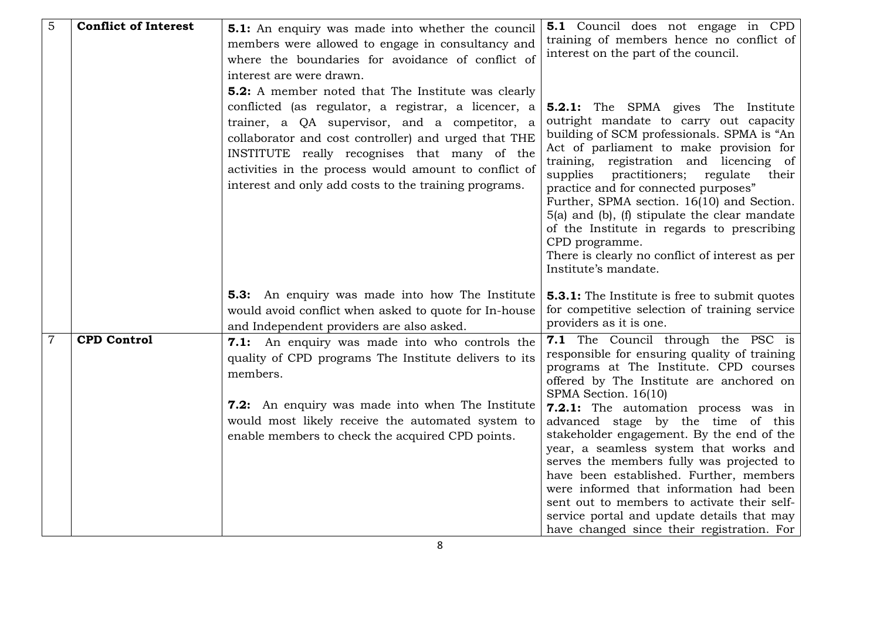| 5 | **Conflict of Interest** | **5.1:** An enquiry was made into whether the council members were allowed to engage in consultancy and where the boundaries for avoidance of conflict of interest are were drawn.<br>**5.2:** A member noted that The Institute was clearly conflicted (as regulator, a registrar, a licencer, a trainer, a QA supervisor, and a competitor, a collaborator and cost controller) and urged that THE INSTITUTE really recognises that many of the activities in the process would amount to conflict of interest and only add costs to the training programs. | **5.1** Council does not engage in CPD training of members hence no conflict of interest on the part of the council.<br><br>**5.2.1:** The SPMA gives The Institute outright mandate to carry out capacity building of SCM professionals. SPMA is "An Act of parliament to make provision for training, registration and licencing of supplies practitioners; regulate their practice and for connected purposes"<br>Further, SPMA section. 16(10) and Section. 5(a) and (b), (f) stipulate the clear mandate of the Institute in regards to prescribing CPD programme.<br>There is clearly no conflict of interest as per Institute's mandate. |
|---|---|---|---|
| | | **5.3:** An enquiry was made into how The Institute would avoid conflict when asked to quote for In-house and Independent providers are also asked. | **5.3.1:** The Institute is free to submit quotes for competitive selection of training service providers as it is one. |
| 7 | **CPD Control** | **7.1:** An enquiry was made into who controls the quality of CPD programs The Institute delivers to its members.<br><br>**7.2:** An enquiry was made into when The Institute would most likely receive the automated system to enable members to check the acquired CPD points. | **7.1** The Council through the PSC is responsible for ensuring quality of training programs at The Institute. CPD courses offered by The Institute are anchored on SPMA Section. 16(10)<br>**7.2.1:** The automation process was in advanced stage by the time of this stakeholder engagement. By the end of the year, a seamless system that works and serves the members fully was projected to have been established. Further, members were informed that information had been sent out to members to activate their self-service portal and update details that may have changed since their registration. For |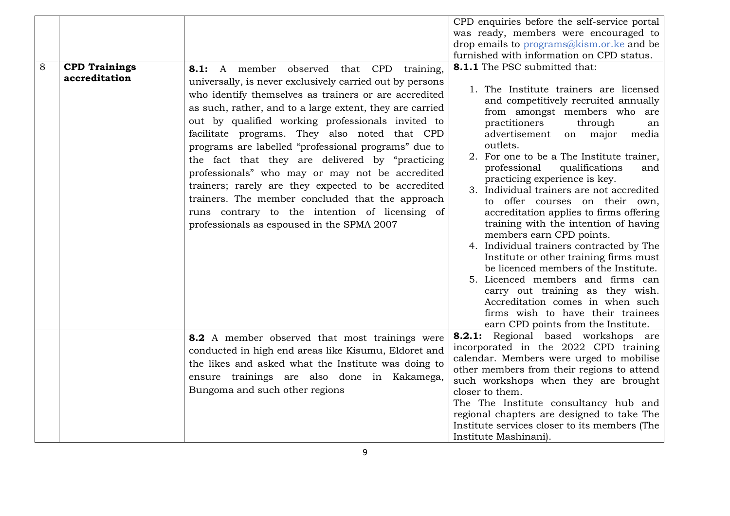| | | | |
|---|---|---|---|
| | | | CPD enquiries before the self-service portal was ready, members were encouraged to drop emails to programs@kism.or.ke and be furnished with information on CPD status. |
| 8 | **CPD Trainings accreditation** | **8.1:** A member observed that CPD training, universally, is never exclusively carried out by persons who identify themselves as trainers or are accredited as such, rather, and to a large extent, they are carried out by qualified working professionals invited to facilitate programs. They also noted that CPD programs are labelled "professional programs" due to the fact that they are delivered by "practicing professionals" who may or may not be accredited trainers; rarely are they expected to be accredited trainers. The member concluded that the approach runs contrary to the intention of licensing of professionals as espoused in the SPMA 2007 | **8.1.1** The PSC submitted that: <br>1. The Institute trainers are licensed and competitively recruited annually from amongst members who are practitioners through an advertisement on major media outlets. <br>2. For one to be a The Institute trainer, professional qualifications and practicing experience is key. <br>3. Individual trainers are not accredited to offer courses on their own, accreditation applies to firms offering training with the intention of having members earn CPD points. <br>4. Individual trainers contracted by The Institute or other training firms must be licenced members of the Institute. <br>5. Licenced members and firms can carry out training as they wish. Accreditation comes in when such firms wish to have their trainees earn CPD points from the Institute. |
| | | **8.2** A member observed that most trainings were conducted in high end areas like Kisumu, Eldoret and the likes and asked what the Institute was doing to ensure trainings are also done in Kakamega, Bungoma and such other regions | **8.2.1:** Regional based workshops are incorporated in the 2022 CPD training calendar. Members were urged to mobilise other members from their regions to attend such workshops when they are brought closer to them. <br>The The Institute consultancy hub and regional chapters are designed to take The Institute services closer to its members (The Institute Mashinani). |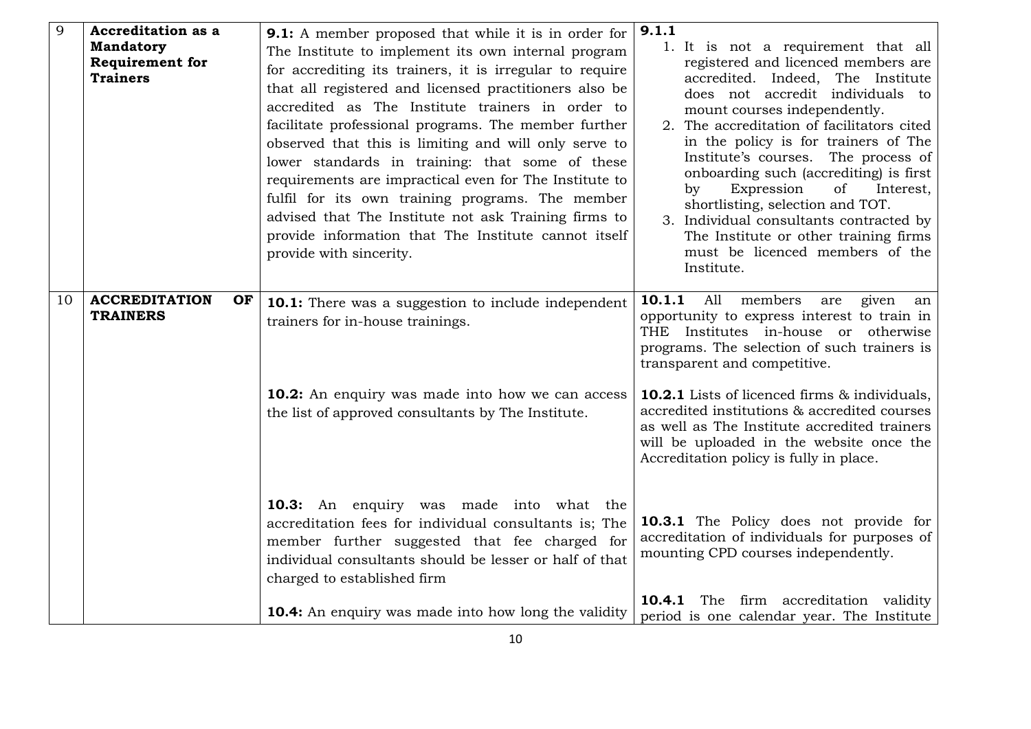| 9 | **Accreditation as a Mandatory Requirement for Trainers** | **9.1:** A member proposed that while it is in order for The Institute to implement its own internal program for accrediting its trainers, it is irregular to require that all registered and licensed practitioners also be accredited as The Institute trainers in order to facilitate professional programs. The member further observed that this is limiting and will only serve to lower standards in training: that some of these requirements are impractical even for The Institute to fulfil for its own training programs. The member advised that The Institute not ask Training firms to provide information that The Institute cannot itself provide with sincerity. | **9.1.1**<br>1. It is not a requirement that all registered and licenced members are accredited. Indeed, The Institute does not accredit individuals to mount courses independently.<br>2. The accreditation of facilitators cited in the policy is for trainers of The Institute's courses. The process of onboarding such (accrediting) is first by Expression of Interest, shortlisting, selection and TOT.<br>3. Individual consultants contracted by The Institute or other training firms must be licenced members of the Institute. |
|---|---|---|---|
| 10 | **ACCREDITATION OF TRAINERS** | **10.1:** There was a suggestion to include independent trainers for in-house trainings. | **10.1.1** All members are given an opportunity to express interest to train in THE Institutes in-house or otherwise programs. The selection of such trainers is transparent and competitive. |
| | | **10.2:** An enquiry was made into how we can access the list of approved consultants by The Institute. | **10.2.1** Lists of licenced firms & individuals, accredited institutions & accredited courses as well as The Institute accredited trainers will be uploaded in the website once the Accreditation policy is fully in place. |
| | | **10.3:** An enquiry was made into what the accreditation fees for individual consultants is; The member further suggested that fee charged for individual consultants should be lesser or half of that charged to established firm | **10.3.1** The Policy does not provide for accreditation of individuals for purposes of mounting CPD courses independently. |
| | | **10.4:** An enquiry was made into how long the validity | **10.4.1** The firm accreditation validity period is one calendar year. The Institute |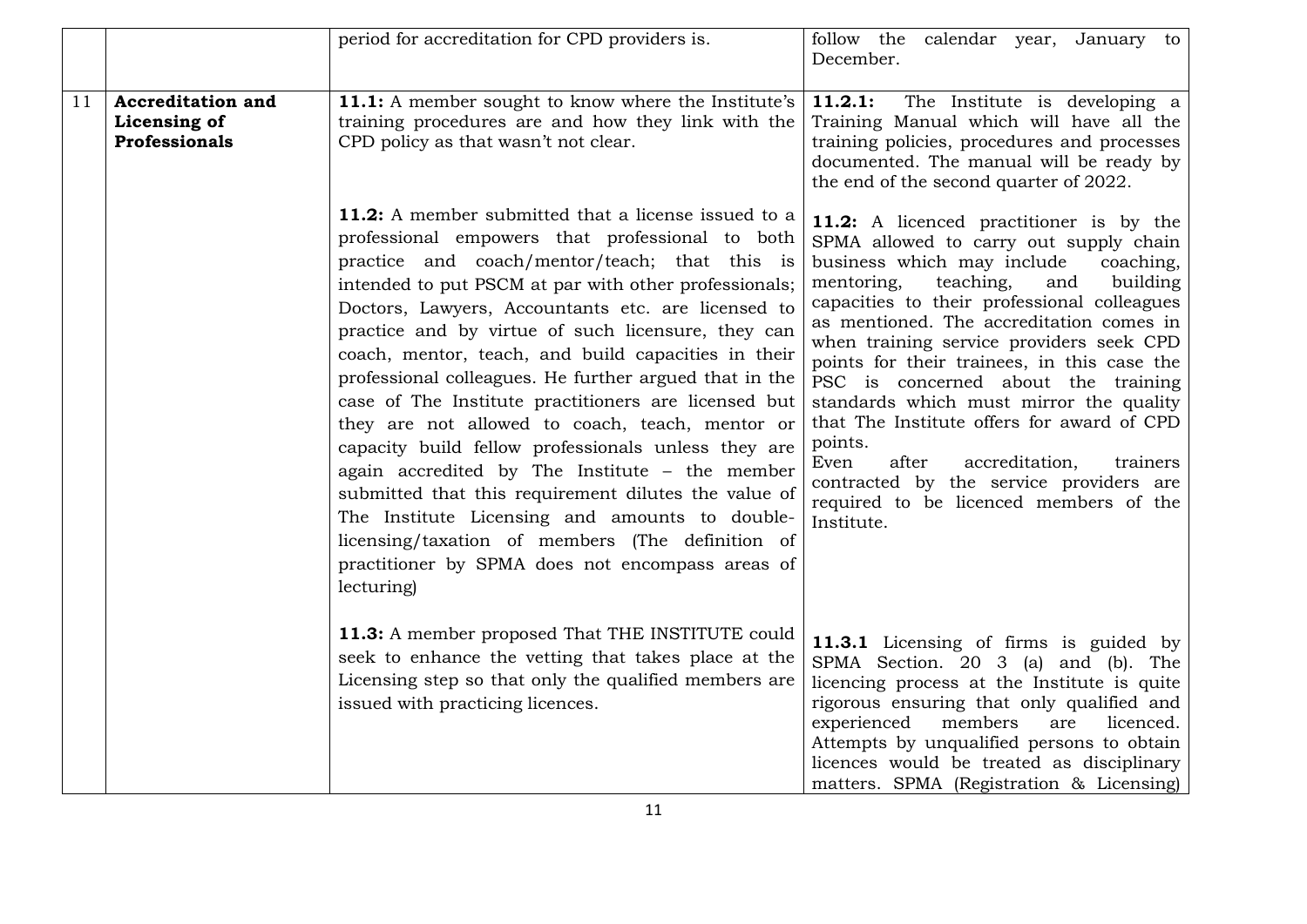| | | | |
|---|---|---|---|
| | | period for accreditation for CPD providers is. | follow the calendar year, January to December. |
| 11 | **Accreditation and Licensing of Professionals** | **11.1:** A member sought to know where the Institute's training procedures are and how they link with the CPD policy as that wasn't not clear. | **11.2.1:** The Institute is developing a Training Manual which will have all the training policies, procedures and processes documented. The manual will be ready by the end of the second quarter of 2022. |
| | | **11.2:** A member submitted that a license issued to a professional empowers that professional to both practice and coach/mentor/teach; that this is intended to put PSCM at par with other professionals; Doctors, Lawyers, Accountants etc. are licensed to practice and by virtue of such licensure, they can coach, mentor, teach, and build capacities in their professional colleagues. He further argued that in the case of The Institute practitioners are licensed but they are not allowed to coach, teach, mentor or capacity build fellow professionals unless they are again accredited by The Institute – the member submitted that this requirement dilutes the value of The Institute Licensing and amounts to double-licensing/taxation of members (The definition of practitioner by SPMA does not encompass areas of lecturing) | **11.2:** A licenced practitioner is by the SPMA allowed to carry out supply chain business which may include coaching, mentoring, teaching, and building capacities to their professional colleagues as mentioned. The accreditation comes in when training service providers seek CPD points for their trainees, in this case the PSC is concerned about the training standards which must mirror the quality that The Institute offers for award of CPD points.<br>Even after accreditation, trainers contracted by the service providers are required to be licenced members of the Institute. |
| | | **11.3:** A member proposed That THE INSTITUTE could seek to enhance the vetting that takes place at the Licensing step so that only the qualified members are issued with practicing licences. | **11.3.1** Licensing of firms is guided by SPMA Section. 20 3 (a) and (b). The licencing process at the Institute is quite rigorous ensuring that only qualified and experienced members are licenced. Attempts by unqualified persons to obtain licences would be treated as disciplinary matters. SPMA (Registration & Licensing) |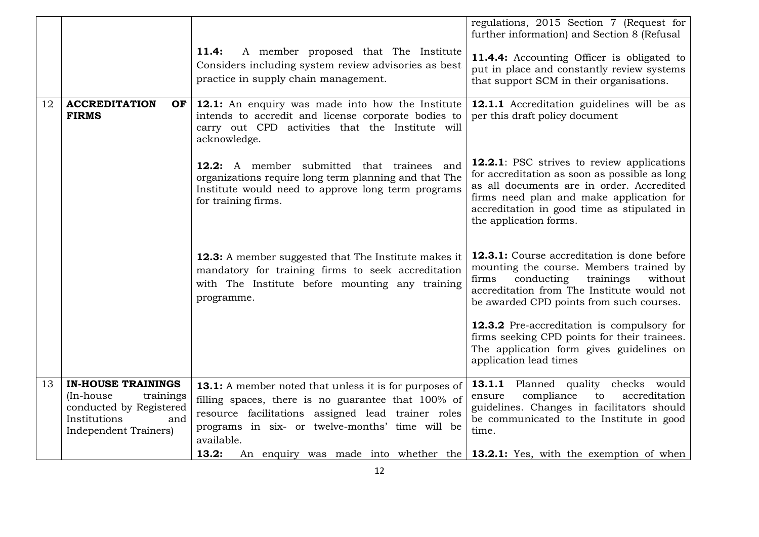| | | | |
|---|---|---|---|
| | | **11.4:** A member proposed that The Institute Considers including system review advisories as best practice in supply chain management. | regulations, 2015 Section 7 (Request for further information) and Section 8 (Refusal<br><br>**11.4.4:** Accounting Officer is obligated to put in place and constantly review systems that support SCM in their organisations. |
| 12 | **ACCREDITATION OF FIRMS** | **12.1:** An enquiry was made into how the Institute intends to accredit and license corporate bodies to carry out CPD activities that the Institute will acknowledge. | **12.1.1** Accreditation guidelines will be as per this draft policy document |
| | | **12.2:** A member submitted that trainees and organizations require long term planning and that The Institute would need to approve long term programs for training firms. | **12.2.1**: PSC strives to review applications for accreditation as soon as possible as long as all documents are in order. Accredited firms need plan and make application for accreditation in good time as stipulated in the application forms. |
| | | **12.3:** A member suggested that The Institute makes it mandatory for training firms to seek accreditation with The Institute before mounting any training programme. | **12.3.1:** Course accreditation is done before mounting the course. Members trained by firms conducting trainings without accreditation from The Institute would not be awarded CPD points from such courses.<br><br>**12.3.2** Pre-accreditation is compulsory for firms seeking CPD points for their trainees. The application form gives guidelines on application lead times |
| 13 | **IN-HOUSE TRAININGS** (In-house trainings conducted by Registered Institutions and Independent Trainers) | **13.1:** A member noted that unless it is for purposes of filling spaces, there is no guarantee that 100% of resource facilitations assigned lead trainer roles programs in six- or twelve-months' time will be available. | **13.1.1** Planned quality checks would ensure compliance to accreditation guidelines. Changes in facilitators should be communicated to the Institute in good time. |
| | | **13.2:** An enquiry was made into whether the | **13.2.1:** Yes, with the exemption of when |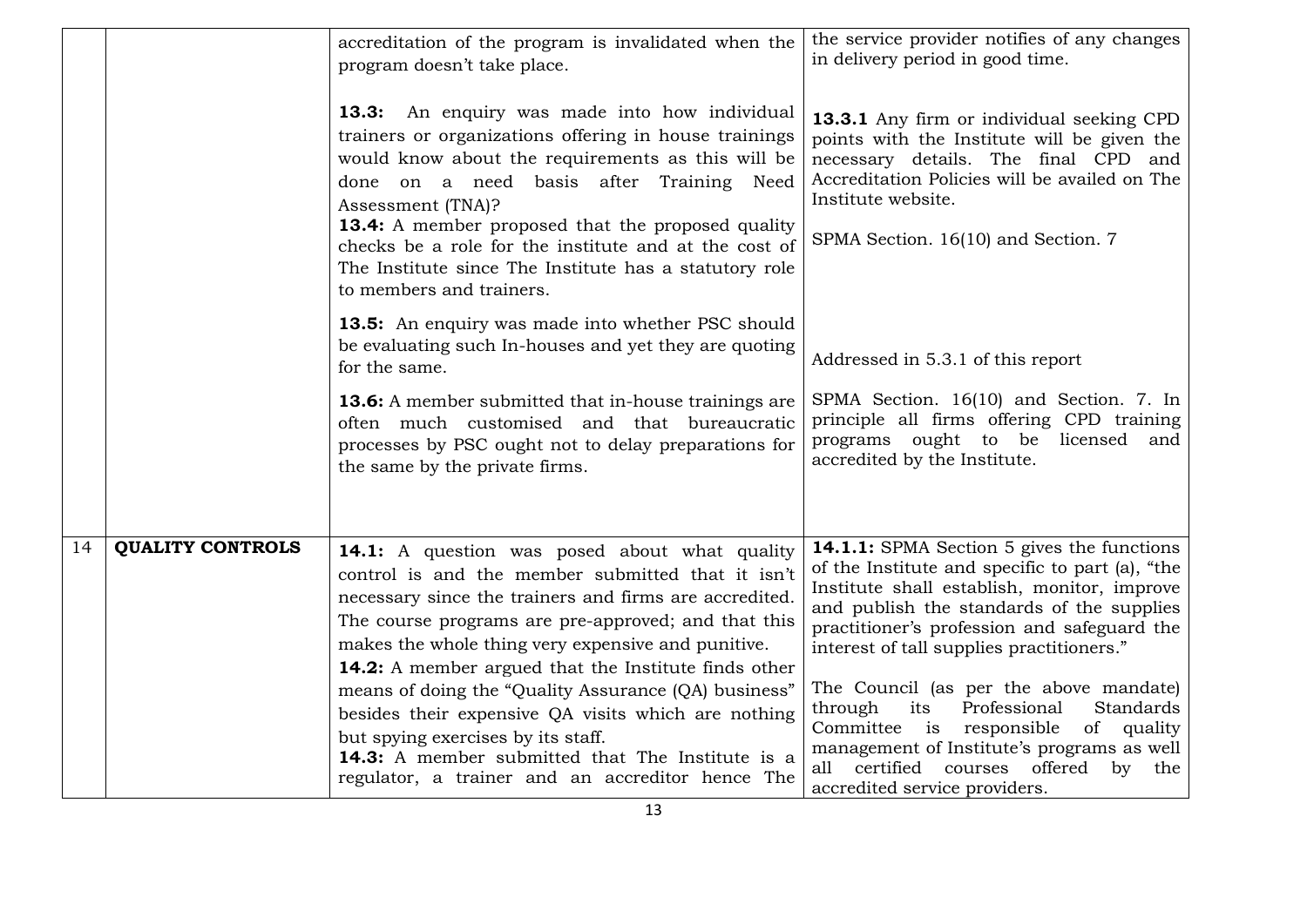| | | | |
|---|---|---|---|
| | | accreditation of the program is invalidated when the program doesn't take place. | the service provider notifies of any changes in delivery period in good time. |
| | | **13.3:** An enquiry was made into how individual trainers or organizations offering in house trainings would know about the requirements as this will be done on a need basis after Training Need Assessment (TNA)?<br>**13.4:** A member proposed that the proposed quality checks be a role for the institute and at the cost of The Institute since The Institute has a statutory role to members and trainers. | **13.3.1** Any firm or individual seeking CPD points with the Institute will be given the necessary details. The final CPD and Accreditation Policies will be availed on The Institute website.<br><br>SPMA Section. 16(10) and Section. 7 |
| | | **13.5:** An enquiry was made into whether PSC should be evaluating such In-houses and yet they are quoting for the same. | Addressed in 5.3.1 of this report |
| | | **13.6:** A member submitted that in-house trainings are often much customised and that bureaucratic processes by PSC ought not to delay preparations for the same by the private firms. | SPMA Section. 16(10) and Section. 7. In principle all firms offering CPD training programs ought to be licensed and accredited by the Institute. |
| 14 | **QUALITY CONTROLS** | **14.1:** A question was posed about what quality control is and the member submitted that it isn't necessary since the trainers and firms are accredited. The course programs are pre-approved; and that this makes the whole thing very expensive and punitive.<br>**14.2:** A member argued that the Institute finds other means of doing the "Quality Assurance (QA) business" besides their expensive QA visits which are nothing but spying exercises by its staff.<br>**14.3:** A member submitted that The Institute is a regulator, a trainer and an accreditor hence The | **14.1.1:** SPMA Section 5 gives the functions of the Institute and specific to part (a), "the Institute shall establish, monitor, improve and publish the standards of the supplies practitioner's profession and safeguard the interest of tall supplies practitioners."<br><br>The Council (as per the above mandate) through its Professional Standards Committee is responsible of quality management of Institute's programs as well all certified courses offered by the accredited service providers. |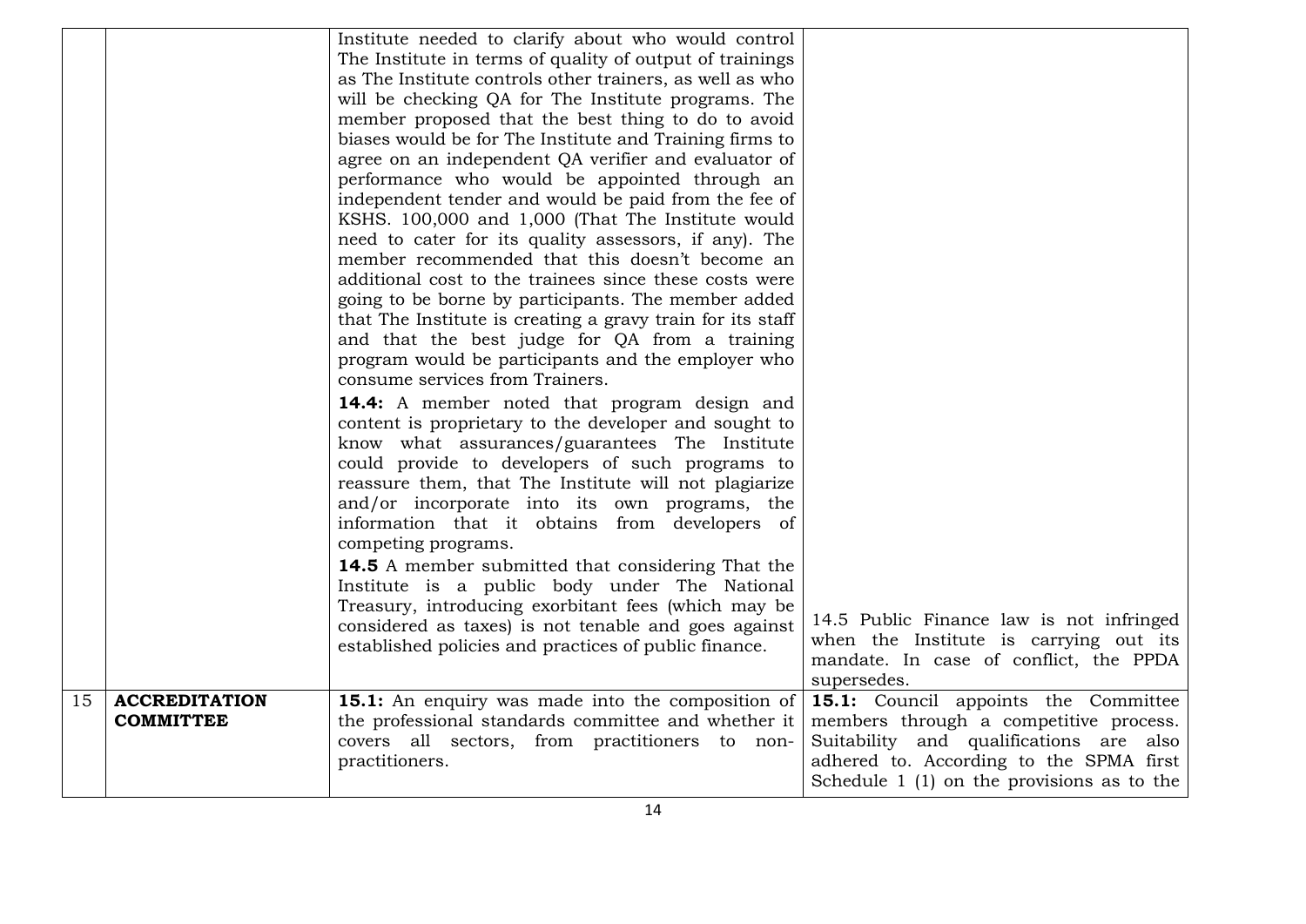| | | | |
|---|---|---|---|
| | | Institute needed to clarify about who would control The Institute in terms of quality of output of trainings as The Institute controls other trainers, as well as who will be checking QA for The Institute programs. The member proposed that the best thing to do to avoid biases would be for The Institute and Training firms to agree on an independent QA verifier and evaluator of performance who would be appointed through an independent tender and would be paid from the fee of KSHS. 100,000 and 1,000 (That The Institute would need to cater for its quality assessors, if any). The member recommended that this doesn't become an additional cost to the trainees since these costs were going to be borne by participants. The member added that The Institute is creating a gravy train for its staff and that the best judge for QA from a training program would be participants and the employer who consume services from Trainers.<br>**14.4:** A member noted that program design and content is proprietary to the developer and sought to know what assurances/guarantees The Institute could provide to developers of such programs to reassure them, that The Institute will not plagiarize and/or incorporate into its own programs, the information that it obtains from developers of competing programs.<br>**14.5** A member submitted that considering That the Institute is a public body under The National Treasury, introducing exorbitant fees (which may be considered as taxes) is not tenable and goes against established policies and practices of public finance. | 14.5 Public Finance law is not infringed when the Institute is carrying out its mandate. In case of conflict, the PPDA supersedes. |
| 15 | **ACCREDITATION COMMITTEE** | **15.1:** An enquiry was made into the composition of the professional standards committee and whether it covers all sectors, from practitioners to non-practitioners. | **15.1:** Council appoints the Committee members through a competitive process. Suitability and qualifications are also adhered to. According to the SPMA first Schedule 1 (1) on the provisions as to the |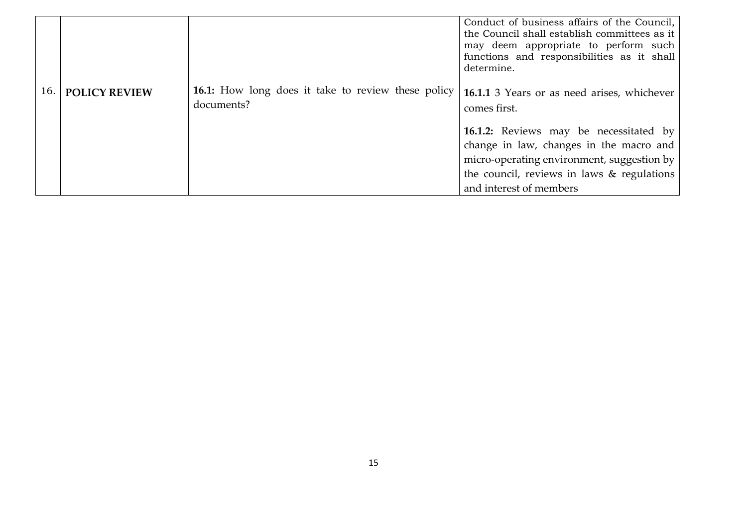| | | | |
|---|---|---|---|
| | | | Conduct of business affairs of the Council, the Council shall establish committees as it may deem appropriate to perform such functions and responsibilities as it shall determine. |
| 16. | **POLICY REVIEW** | **16.1:** How long does it take to review these policy documents? | **16.1.1** 3 Years or as need arises, whichever comes first.<br><br>**16.1.2:** Reviews may be necessitated by change in law, changes in the macro and micro-operating environment, suggestion by the council, reviews in laws & regulations and interest of members |